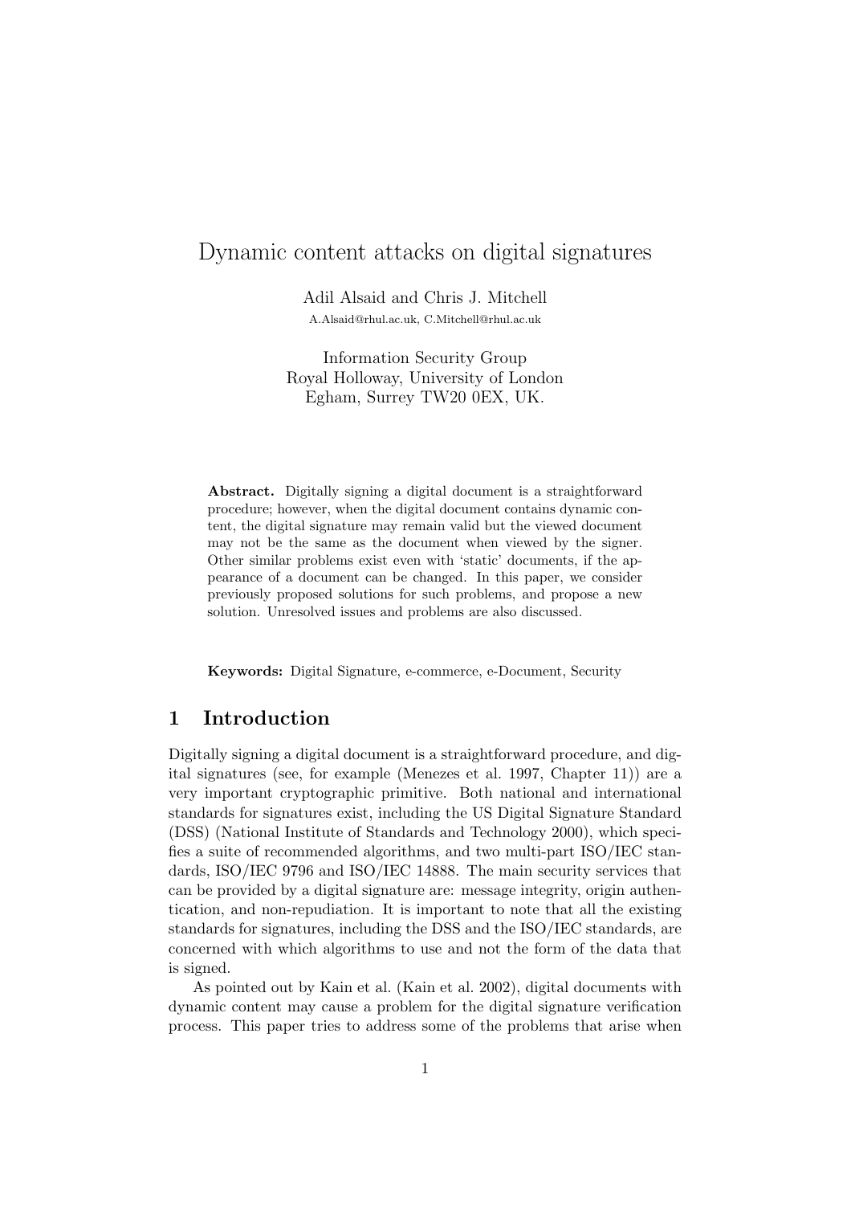# Dynamic content attacks on digital signatures

Adil Alsaid and Chris J. Mitchell

A.Alsaid@rhul.ac.uk, C.Mitchell@rhul.ac.uk

Information Security Group
Royal Holloway, University of London
Egham, Surrey TW20 0EX, UK.

**Abstract.** Digitally signing a digital document is a straightforward procedure; however, when the digital document contains dynamic content, the digital signature may remain valid but the viewed document may not be the same as the document when viewed by the signer. Other similar problems exist even with 'static' documents, if the appearance of a document can be changed. In this paper, we consider previously proposed solutions for such problems, and propose a new solution. Unresolved issues and problems are also discussed.

**Keywords:** Digital Signature, e-commerce, e-Document, Security

## 1 Introduction

Digitally signing a digital document is a straightforward procedure, and digital signatures (see, for example (Menezes et al. 1997, Chapter 11)) are a very important cryptographic primitive. Both national and international standards for signatures exist, including the US Digital Signature Standard (DSS) (National Institute of Standards and Technology 2000), which specifies a suite of recommended algorithms, and two multi-part ISO/IEC standards, ISO/IEC 9796 and ISO/IEC 14888. The main security services that can be provided by a digital signature are: message integrity, origin authentication, and non-repudiation. It is important to note that all the existing standards for signatures, including the DSS and the ISO/IEC standards, are concerned with which algorithms to use and not the form of the data that is signed.

As pointed out by Kain et al. (Kain et al. 2002), digital documents with dynamic content may cause a problem for the digital signature verification process. This paper tries to address some of the problems that arise when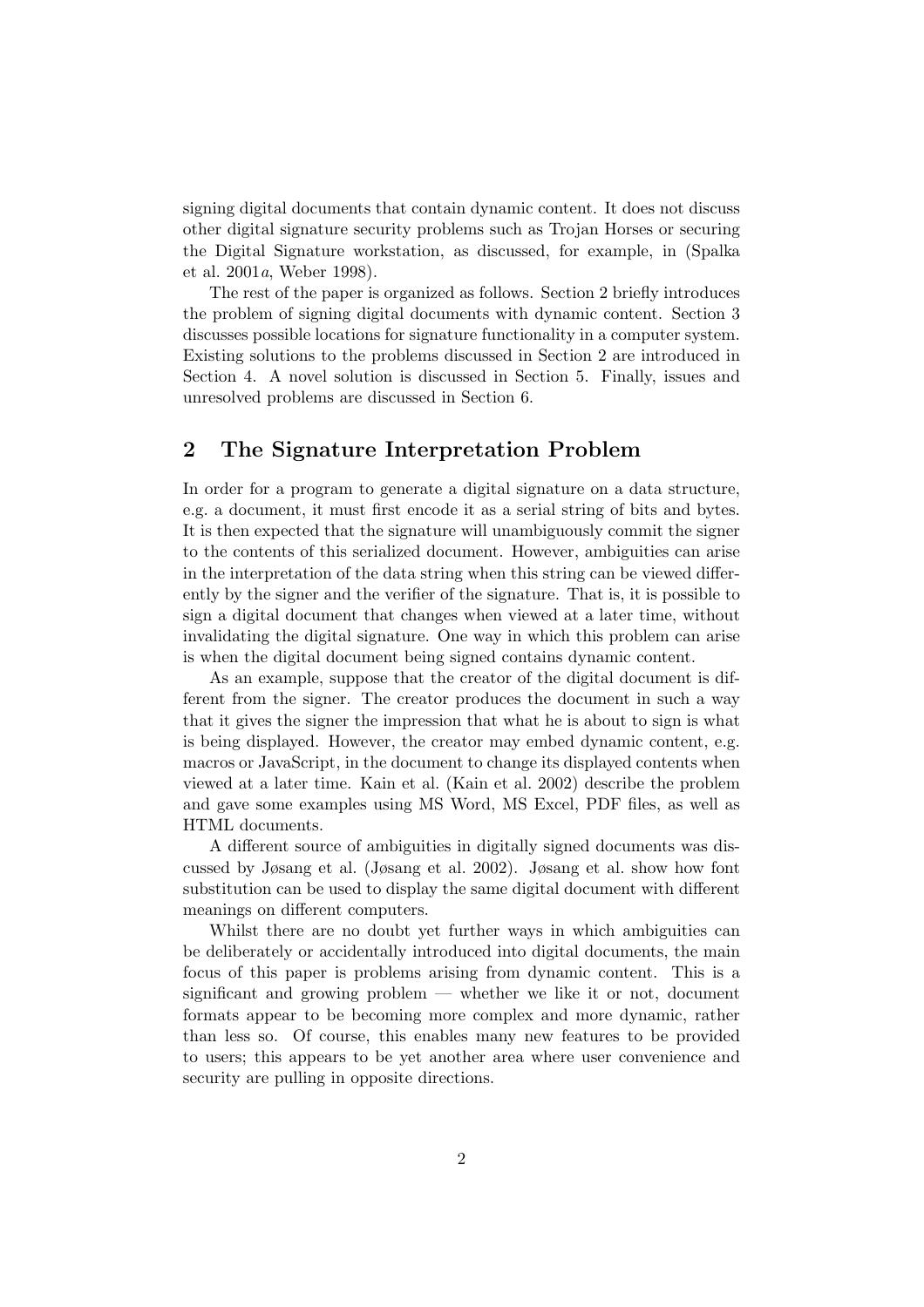signing digital documents that contain dynamic content. It does not discuss other digital signature security problems such as Trojan Horses or securing the Digital Signature workstation, as discussed, for example, in (Spalka et al. 2001*a*, Weber 1998).

The rest of the paper is organized as follows. Section 2 briefly introduces the problem of signing digital documents with dynamic content. Section 3 discusses possible locations for signature functionality in a computer system. Existing solutions to the problems discussed in Section 2 are introduced in Section 4. A novel solution is discussed in Section 5. Finally, issues and unresolved problems are discussed in Section 6.

## 2 The Signature Interpretation Problem

In order for a program to generate a digital signature on a data structure, e.g. a document, it must first encode it as a serial string of bits and bytes. It is then expected that the signature will unambiguously commit the signer to the contents of this serialized document. However, ambiguities can arise in the interpretation of the data string when this string can be viewed differently by the signer and the verifier of the signature. That is, it is possible to sign a digital document that changes when viewed at a later time, without invalidating the digital signature. One way in which this problem can arise is when the digital document being signed contains dynamic content.

As an example, suppose that the creator of the digital document is different from the signer. The creator produces the document in such a way that it gives the signer the impression that what he is about to sign is what is being displayed. However, the creator may embed dynamic content, e.g. macros or JavaScript, in the document to change its displayed contents when viewed at a later time. Kain et al. (Kain et al. 2002) describe the problem and gave some examples using MS Word, MS Excel, PDF files, as well as HTML documents.

A different source of ambiguities in digitally signed documents was discussed by Jøsang et al. (Jøsang et al. 2002). Jøsang et al. show how font substitution can be used to display the same digital document with different meanings on different computers.

Whilst there are no doubt yet further ways in which ambiguities can be deliberately or accidentally introduced into digital documents, the main focus of this paper is problems arising from dynamic content. This is a significant and growing problem — whether we like it or not, document formats appear to be becoming more complex and more dynamic, rather than less so. Of course, this enables many new features to be provided to users; this appears to be yet another area where user convenience and security are pulling in opposite directions.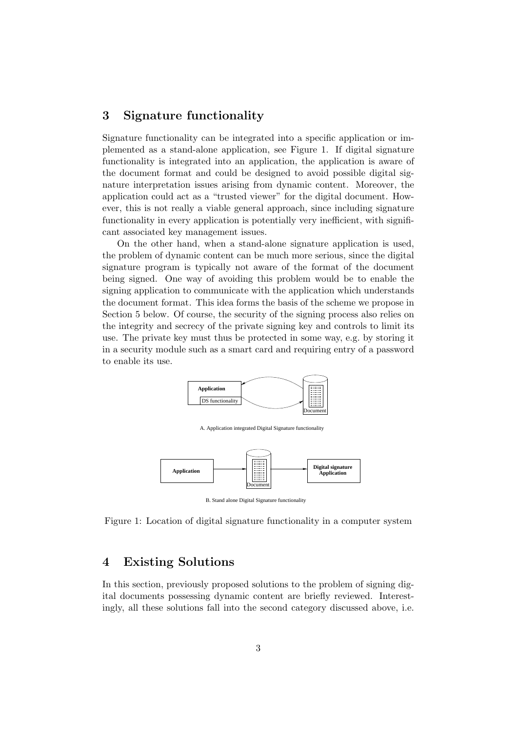## 3 Signature functionality

Signature functionality can be integrated into a specific application or implemented as a stand-alone application, see Figure 1. If digital signature functionality is integrated into an application, the application is aware of the document format and could be designed to avoid possible digital signature interpretation issues arising from dynamic content. Moreover, the application could act as a "trusted viewer" for the digital document. However, this is not really a viable general approach, since including signature functionality in every application is potentially very inefficient, with significant associated key management issues.

On the other hand, when a stand-alone signature application is used, the problem of dynamic content can be much more serious, since the digital signature program is typically not aware of the format of the document being signed. One way of avoiding this problem would be to enable the signing application to communicate with the application which understands the document format. This idea forms the basis of the scheme we propose in Section 5 below. Of course, the security of the signing process also relies on the integrity and secrecy of the private signing key and controls to limit its use. The private key must thus be protected in some way, e.g. by storing it in a security module such as a smart card and requiring entry of a password to enable its use.

Application

DS functionality

Document

A. Application integrated Digital Signature functionality

Application

Document

Digital signature Application

B. Stand alone Digital Signature functionality

Figure 1: Location of digital signature functionality in a computer system

## 4 Existing Solutions

In this section, previously proposed solutions to the problem of signing digital documents possessing dynamic content are briefly reviewed. Interestingly, all these solutions fall into the second category discussed above, i.e.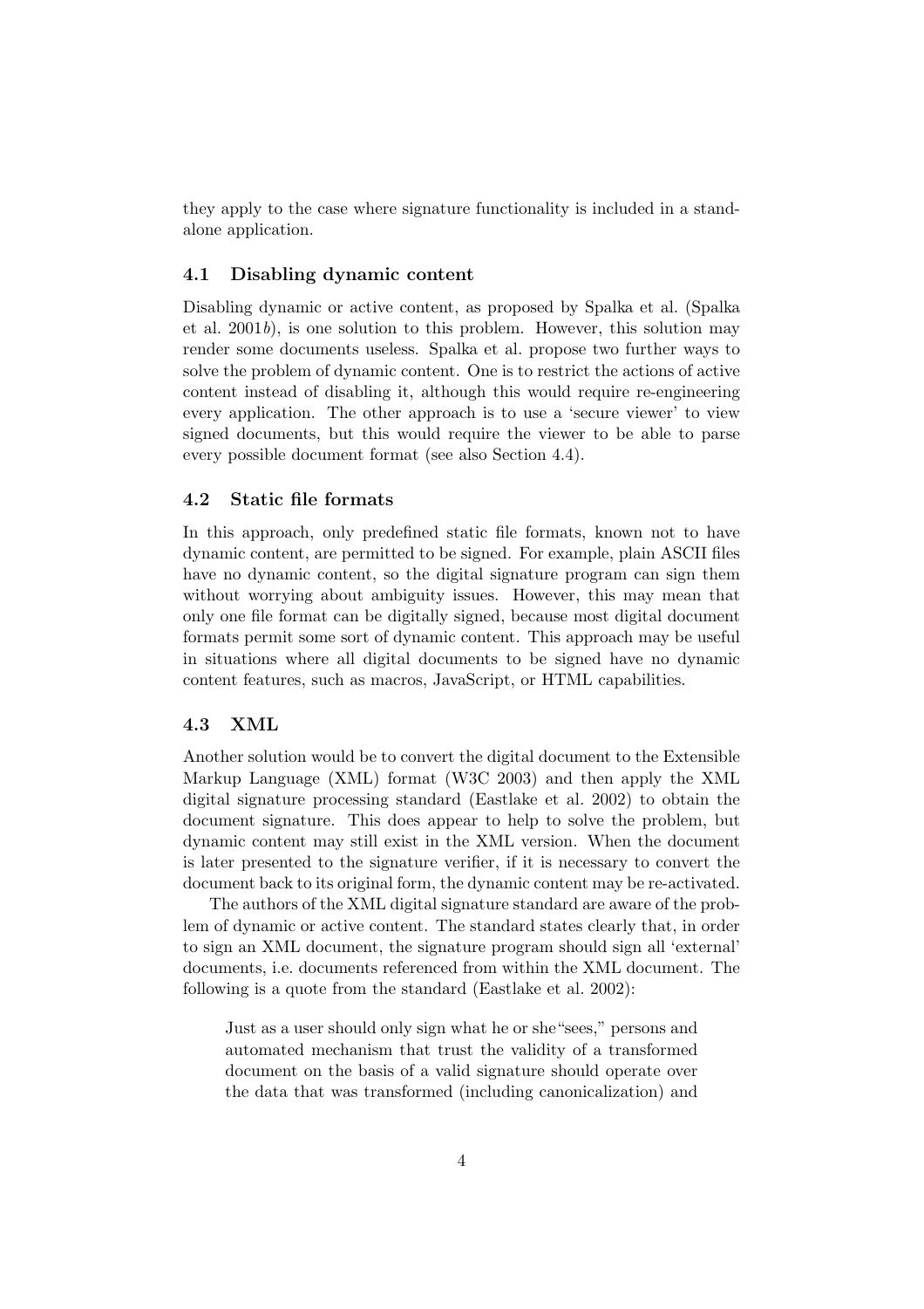they apply to the case where signature functionality is included in a standalone application.

### 4.1 Disabling dynamic content

Disabling dynamic or active content, as proposed by Spalka et al. (Spalka et al. 2001*b*), is one solution to this problem. However, this solution may render some documents useless. Spalka et al. propose two further ways to solve the problem of dynamic content. One is to restrict the actions of active content instead of disabling it, although this would require re-engineering every application. The other approach is to use a 'secure viewer' to view signed documents, but this would require the viewer to be able to parse every possible document format (see also Section 4.4).

### 4.2 Static file formats

In this approach, only predefined static file formats, known not to have dynamic content, are permitted to be signed. For example, plain ASCII files have no dynamic content, so the digital signature program can sign them without worrying about ambiguity issues. However, this may mean that only one file format can be digitally signed, because most digital document formats permit some sort of dynamic content. This approach may be useful in situations where all digital documents to be signed have no dynamic content features, such as macros, JavaScript, or HTML capabilities.

### 4.3 XML

Another solution would be to convert the digital document to the Extensible Markup Language (XML) format (W3C 2003) and then apply the XML digital signature processing standard (Eastlake et al. 2002) to obtain the document signature. This does appear to help to solve the problem, but dynamic content may still exist in the XML version. When the document is later presented to the signature verifier, if it is necessary to convert the document back to its original form, the dynamic content may be re-activated.

The authors of the XML digital signature standard are aware of the problem of dynamic or active content. The standard states clearly that, in order to sign an XML document, the signature program should sign all 'external' documents, i.e. documents referenced from within the XML document. The following is a quote from the standard (Eastlake et al. 2002):

> Just as a user should only sign what he or she "sees," persons and automated mechanism that trust the validity of a transformed document on the basis of a valid signature should operate over the data that was transformed (including canonicalization) and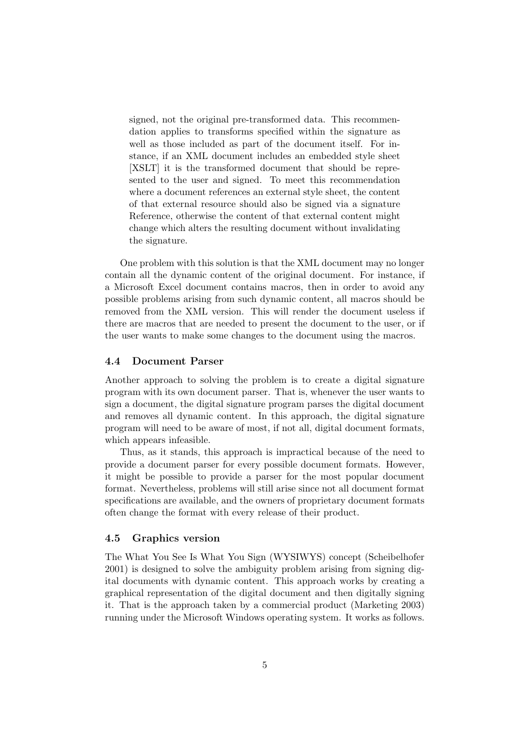> signed, not the original pre-transformed data. This recommendation applies to transforms specified within the signature as well as those included as part of the document itself. For instance, if an XML document includes an embedded style sheet [XSLT] it is the transformed document that should be represented to the user and signed. To meet this recommendation where a document references an external style sheet, the content of that external resource should also be signed via a signature Reference, otherwise the content of that external content might change which alters the resulting document without invalidating the signature.

One problem with this solution is that the XML document may no longer contain all the dynamic content of the original document. For instance, if a Microsoft Excel document contains macros, then in order to avoid any possible problems arising from such dynamic content, all macros should be removed from the XML version. This will render the document useless if there are macros that are needed to present the document to the user, or if the user wants to make some changes to the document using the macros.

### 4.4 Document Parser

Another approach to solving the problem is to create a digital signature program with its own document parser. That is, whenever the user wants to sign a document, the digital signature program parses the digital document and removes all dynamic content. In this approach, the digital signature program will need to be aware of most, if not all, digital document formats, which appears infeasible.

Thus, as it stands, this approach is impractical because of the need to provide a document parser for every possible document formats. However, it might be possible to provide a parser for the most popular document format. Nevertheless, problems will still arise since not all document format specifications are available, and the owners of proprietary document formats often change the format with every release of their product.

### 4.5 Graphics version

The What You See Is What You Sign (WYSIWYS) concept (Scheibelhofer 2001) is designed to solve the ambiguity problem arising from signing digital documents with dynamic content. This approach works by creating a graphical representation of the digital document and then digitally signing it. That is the approach taken by a commercial product (Marketing 2003) running under the Microsoft Windows operating system. It works as follows.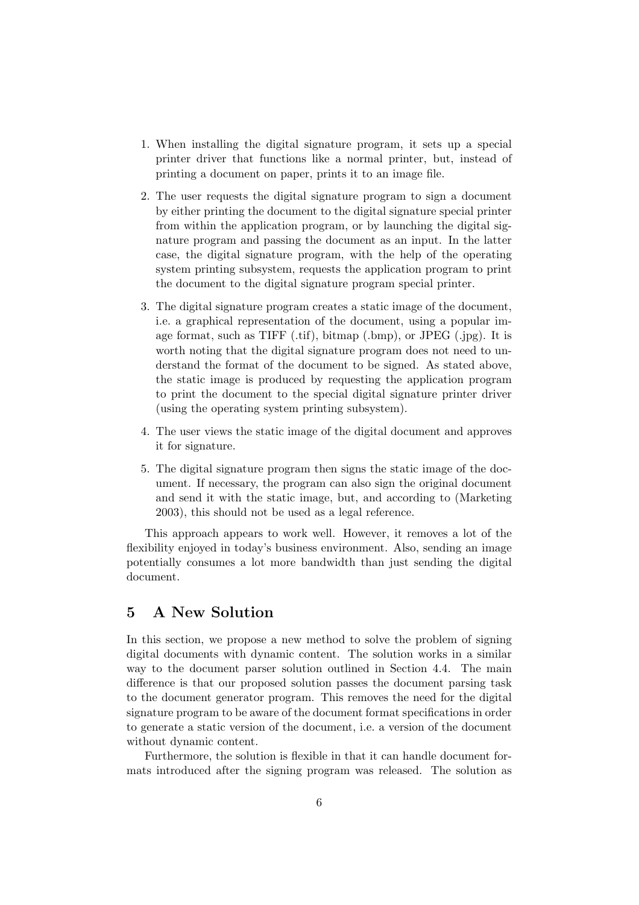1. When installing the digital signature program, it sets up a special printer driver that functions like a normal printer, but, instead of printing a document on paper, prints it to an image file.

2. The user requests the digital signature program to sign a document by either printing the document to the digital signature special printer from within the application program, or by launching the digital signature program and passing the document as an input. In the latter case, the digital signature program, with the help of the operating system printing subsystem, requests the application program to print the document to the digital signature program special printer.

3. The digital signature program creates a static image of the document, i.e. a graphical representation of the document, using a popular image format, such as TIFF (.tif), bitmap (.bmp), or JPEG (.jpg). It is worth noting that the digital signature program does not need to understand the format of the document to be signed. As stated above, the static image is produced by requesting the application program to print the document to the special digital signature printer driver (using the operating system printing subsystem).

4. The user views the static image of the digital document and approves it for signature.

5. The digital signature program then signs the static image of the document. If necessary, the program can also sign the original document and send it with the static image, but, and according to (Marketing 2003), this should not be used as a legal reference.

This approach appears to work well. However, it removes a lot of the flexibility enjoyed in today's business environment. Also, sending an image potentially consumes a lot more bandwidth than just sending the digital document.

## 5 A New Solution

In this section, we propose a new method to solve the problem of signing digital documents with dynamic content. The solution works in a similar way to the document parser solution outlined in Section 4.4. The main difference is that our proposed solution passes the document parsing task to the document generator program. This removes the need for the digital signature program to be aware of the document format specifications in order to generate a static version of the document, i.e. a version of the document without dynamic content.

Furthermore, the solution is flexible in that it can handle document formats introduced after the signing program was released. The solution as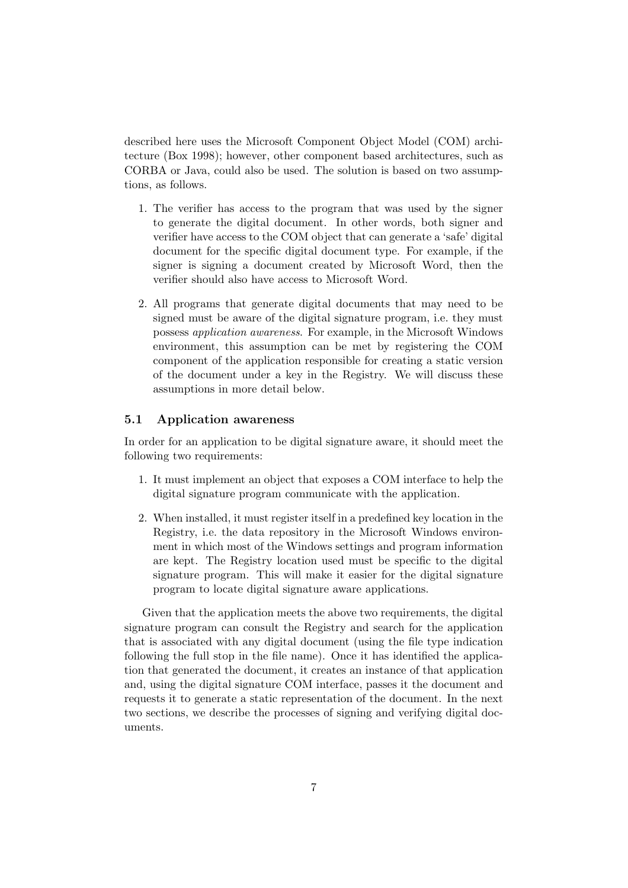described here uses the Microsoft Component Object Model (COM) architecture (Box 1998); however, other component based architectures, such as CORBA or Java, could also be used. The solution is based on two assumptions, as follows.

1. The verifier has access to the program that was used by the signer to generate the digital document. In other words, both signer and verifier have access to the COM object that can generate a 'safe' digital document for the specific digital document type. For example, if the signer is signing a document created by Microsoft Word, then the verifier should also have access to Microsoft Word.

2. All programs that generate digital documents that may need to be signed must be aware of the digital signature program, i.e. they must possess *application awareness*. For example, in the Microsoft Windows environment, this assumption can be met by registering the COM component of the application responsible for creating a static version of the document under a key in the Registry. We will discuss these assumptions in more detail below.

### 5.1 Application awareness

In order for an application to be digital signature aware, it should meet the following two requirements:

1. It must implement an object that exposes a COM interface to help the digital signature program communicate with the application.

2. When installed, it must register itself in a predefined key location in the Registry, i.e. the data repository in the Microsoft Windows environment in which most of the Windows settings and program information are kept. The Registry location used must be specific to the digital signature program. This will make it easier for the digital signature program to locate digital signature aware applications.

Given that the application meets the above two requirements, the digital signature program can consult the Registry and search for the application that is associated with any digital document (using the file type indication following the full stop in the file name). Once it has identified the application that generated the document, it creates an instance of that application and, using the digital signature COM interface, passes it the document and requests it to generate a static representation of the document. In the next two sections, we describe the processes of signing and verifying digital documents.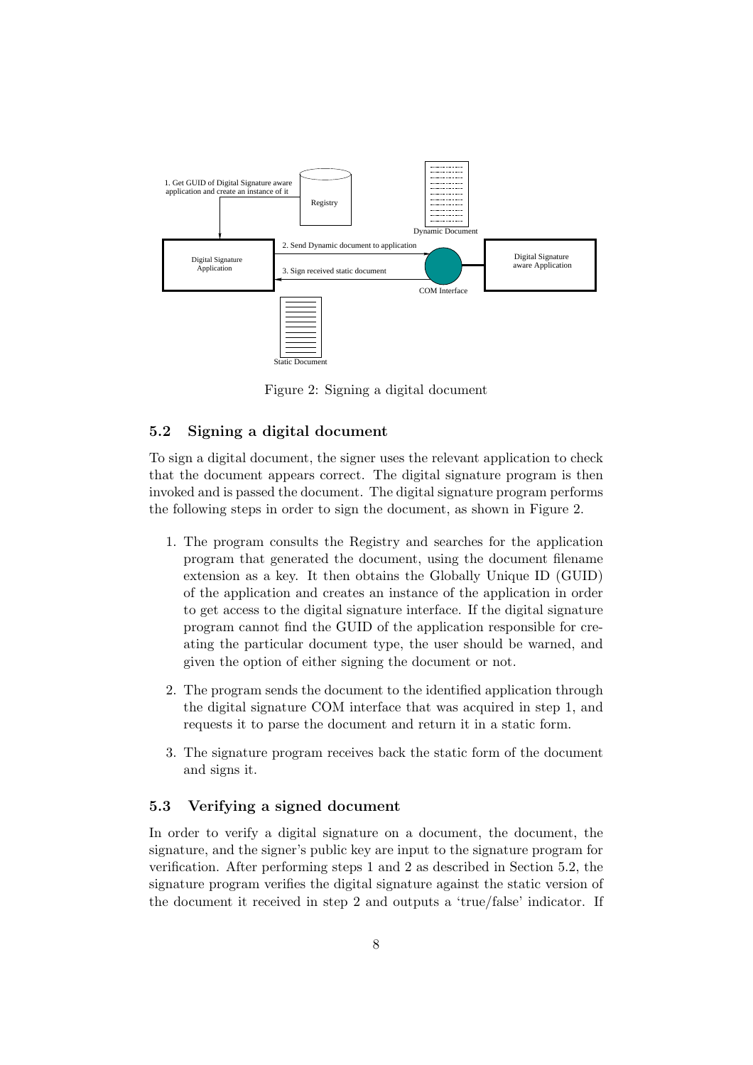Figure 2: Signing a digital document

### 5.2 Signing a digital document

To sign a digital document, the signer uses the relevant application to check that the document appears correct. The digital signature program is then invoked and is passed the document. The digital signature program performs the following steps in order to sign the document, as shown in Figure 2.

1. The program consults the Registry and searches for the application program that generated the document, using the document filename extension as a key. It then obtains the Globally Unique ID (GUID) of the application and creates an instance of the application in order to get access to the digital signature interface. If the digital signature program cannot find the GUID of the application responsible for creating the particular document type, the user should be warned, and given the option of either signing the document or not.

2. The program sends the document to the identified application through the digital signature COM interface that was acquired in step 1, and requests it to parse the document and return it in a static form.

3. The signature program receives back the static form of the document and signs it.

### 5.3 Verifying a signed document

In order to verify a digital signature on a document, the document, the signature, and the signer's public key are input to the signature program for verification. After performing steps 1 and 2 as described in Section 5.2, the signature program verifies the digital signature against the static version of the document it received in step 2 and outputs a 'true/false' indicator. If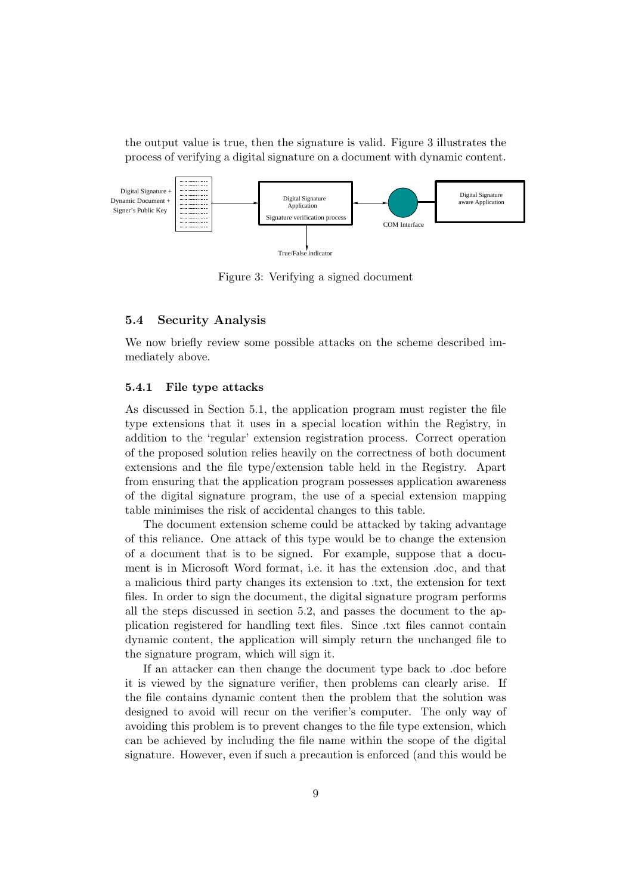the output value is true, then the signature is valid. Figure 3 illustrates the process of verifying a digital signature on a document with dynamic content.

Figure 3: Verifying a signed document

### 5.4 Security Analysis

We now briefly review some possible attacks on the scheme described immediately above.

#### 5.4.1 File type attacks

As discussed in Section 5.1, the application program must register the file type extensions that it uses in a special location within the Registry, in addition to the 'regular' extension registration process. Correct operation of the proposed solution relies heavily on the correctness of both document extensions and the file type/extension table held in the Registry. Apart from ensuring that the application program possesses application awareness of the digital signature program, the use of a special extension mapping table minimises the risk of accidental changes to this table.

The document extension scheme could be attacked by taking advantage of this reliance. One attack of this type would be to change the extension of a document that is to be signed. For example, suppose that a document is in Microsoft Word format, i.e. it has the extension .doc, and that a malicious third party changes its extension to .txt, the extension for text files. In order to sign the document, the digital signature program performs all the steps discussed in section 5.2, and passes the document to the application registered for handling text files. Since .txt files cannot contain dynamic content, the application will simply return the unchanged file to the signature program, which will sign it.

If an attacker can then change the document type back to .doc before it is viewed by the signature verifier, then problems can clearly arise. If the file contains dynamic content then the problem that the solution was designed to avoid will recur on the verifier's computer. The only way of avoiding this problem is to prevent changes to the file type extension, which can be achieved by including the file name within the scope of the digital signature. However, even if such a precaution is enforced (and this would be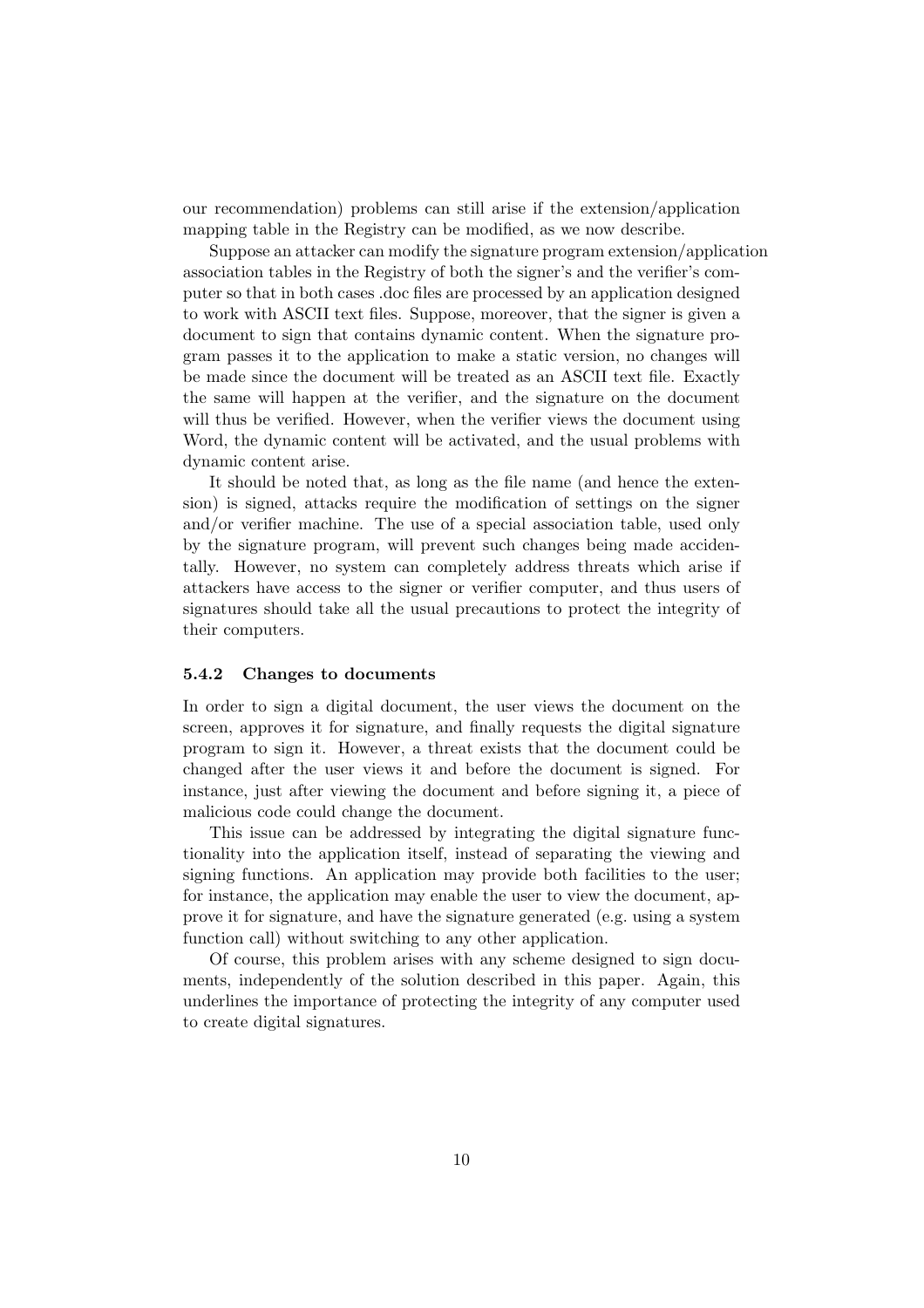our recommendation) problems can still arise if the extension/application mapping table in the Registry can be modified, as we now describe.

Suppose an attacker can modify the signature program extension/application association tables in the Registry of both the signer's and the verifier's computer so that in both cases .doc files are processed by an application designed to work with ASCII text files. Suppose, moreover, that the signer is given a document to sign that contains dynamic content. When the signature program passes it to the application to make a static version, no changes will be made since the document will be treated as an ASCII text file. Exactly the same will happen at the verifier, and the signature on the document will thus be verified. However, when the verifier views the document using Word, the dynamic content will be activated, and the usual problems with dynamic content arise.

It should be noted that, as long as the file name (and hence the extension) is signed, attacks require the modification of settings on the signer and/or verifier machine. The use of a special association table, used only by the signature program, will prevent such changes being made accidentally. However, no system can completely address threats which arise if attackers have access to the signer or verifier computer, and thus users of signatures should take all the usual precautions to protect the integrity of their computers.

### 5.4.2 Changes to documents

In order to sign a digital document, the user views the document on the screen, approves it for signature, and finally requests the digital signature program to sign it. However, a threat exists that the document could be changed after the user views it and before the document is signed. For instance, just after viewing the document and before signing it, a piece of malicious code could change the document.

This issue can be addressed by integrating the digital signature functionality into the application itself, instead of separating the viewing and signing functions. An application may provide both facilities to the user; for instance, the application may enable the user to view the document, approve it for signature, and have the signature generated (e.g. using a system function call) without switching to any other application.

Of course, this problem arises with any scheme designed to sign documents, independently of the solution described in this paper. Again, this underlines the importance of protecting the integrity of any computer used to create digital signatures.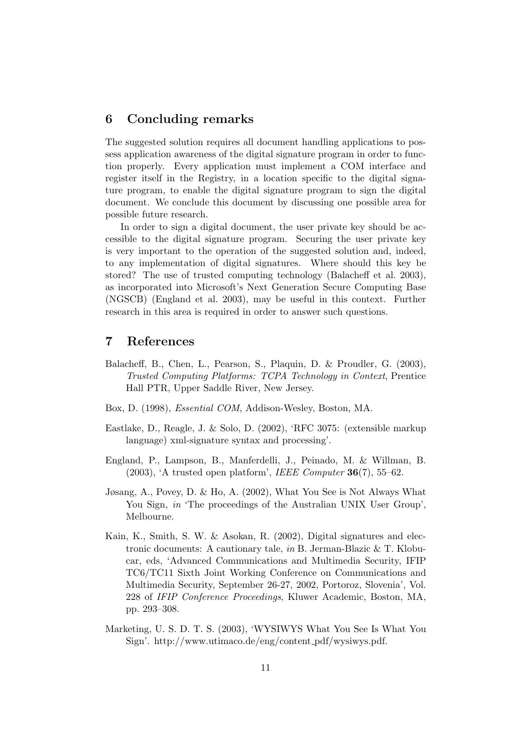## 6 Concluding remarks

The suggested solution requires all document handling applications to possess application awareness of the digital signature program in order to function properly. Every application must implement a COM interface and register itself in the Registry, in a location specific to the digital signature program, to enable the digital signature program to sign the digital document. We conclude this document by discussing one possible area for possible future research.

In order to sign a digital document, the user private key should be accessible to the digital signature program. Securing the user private key is very important to the operation of the suggested solution and, indeed, to any implementation of digital signatures. Where should this key be stored? The use of trusted computing technology (Balacheff et al. 2003), as incorporated into Microsoft's Next Generation Secure Computing Base (NGSCB) (England et al. 2003), may be useful in this context. Further research in this area is required in order to answer such questions.

## 7 References

Balacheff, B., Chen, L., Pearson, S., Plaquin, D. & Proudler, G. (2003), *Trusted Computing Platforms: TCPA Technology in Context*, Prentice Hall PTR, Upper Saddle River, New Jersey.

Box, D. (1998), *Essential COM*, Addison-Wesley, Boston, MA.

Eastlake, D., Reagle, J. & Solo, D. (2002), 'RFC 3075: (extensible markup language) xml-signature syntax and processing'.

England, P., Lampson, B., Manferdelli, J., Peinado, M. & Willman, B. (2003), 'A trusted open platform', *IEEE Computer* **36**(7), 55–62.

Jøsang, A., Povey, D. & Ho, A. (2002), What You See is Not Always What You Sign, *in* 'The proceedings of the Australian UNIX User Group', Melbourne.

Kain, K., Smith, S. W. & Asokan, R. (2002), Digital signatures and electronic documents: A cautionary tale, *in* B. Jerman-Blazic & T. Klobucar, eds, 'Advanced Communications and Multimedia Security, IFIP TC6/TC11 Sixth Joint Working Conference on Communications and Multimedia Security, September 26-27, 2002, Portoroz, Slovenia', Vol. 228 of *IFIP Conference Proceedings*, Kluwer Academic, Boston, MA, pp. 293–308.

Marketing, U. S. D. T. S. (2003), 'WYSIWYS What You See Is What You Sign'. http://www.utimaco.de/eng/content_pdf/wysiwys.pdf.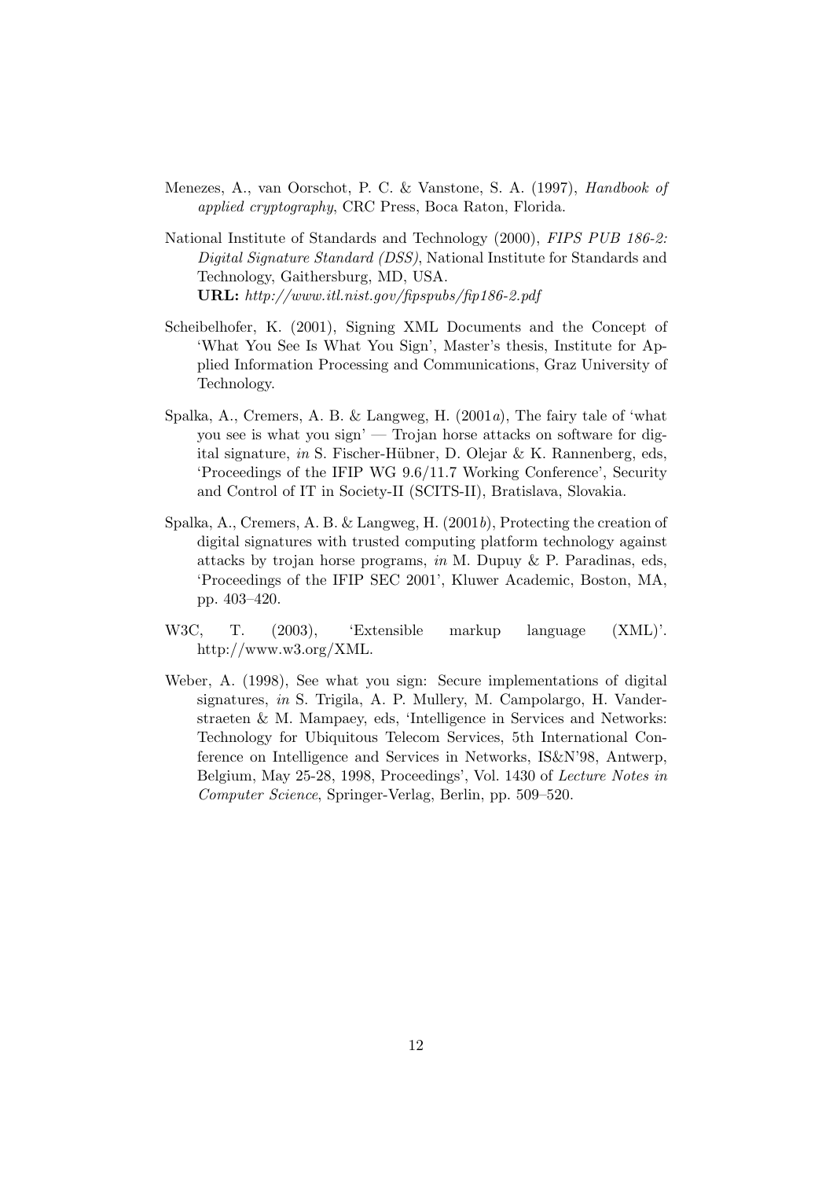Menezes, A., van Oorschot, P. C. & Vanstone, S. A. (1997), *Handbook of applied cryptography*, CRC Press, Boca Raton, Florida.

National Institute of Standards and Technology (2000), *FIPS PUB 186-2: Digital Signature Standard (DSS)*, National Institute for Standards and Technology, Gaithersburg, MD, USA.
**URL:** *http://www.itl.nist.gov/fipspubs/fip186-2.pdf*

Scheibelhofer, K. (2001), Signing XML Documents and the Concept of 'What You See Is What You Sign', Master's thesis, Institute for Applied Information Processing and Communications, Graz University of Technology.

Spalka, A., Cremers, A. B. & Langweg, H. (2001*a*), The fairy tale of 'what you see is what you sign' — Trojan horse attacks on software for digital signature, *in* S. Fischer-Hübner, D. Olejar & K. Rannenberg, eds, 'Proceedings of the IFIP WG 9.6/11.7 Working Conference', Security and Control of IT in Society-II (SCITS-II), Bratislava, Slovakia.

Spalka, A., Cremers, A. B. & Langweg, H. (2001*b*), Protecting the creation of digital signatures with trusted computing platform technology against attacks by trojan horse programs, *in* M. Dupuy & P. Paradinas, eds, 'Proceedings of the IFIP SEC 2001', Kluwer Academic, Boston, MA, pp. 403–420.

W3C, T. (2003), 'Extensible markup language (XML)'. http://www.w3.org/XML.

Weber, A. (1998), See what you sign: Secure implementations of digital signatures, *in* S. Trigila, A. P. Mullery, M. Campolargo, H. Vanderstraeten & M. Mampaey, eds, 'Intelligence in Services and Networks: Technology for Ubiquitous Telecom Services, 5th International Conference on Intelligence and Services in Networks, IS&N'98, Antwerp, Belgium, May 25-28, 1998, Proceedings', Vol. 1430 of *Lecture Notes in Computer Science*, Springer-Verlag, Berlin, pp. 509–520.